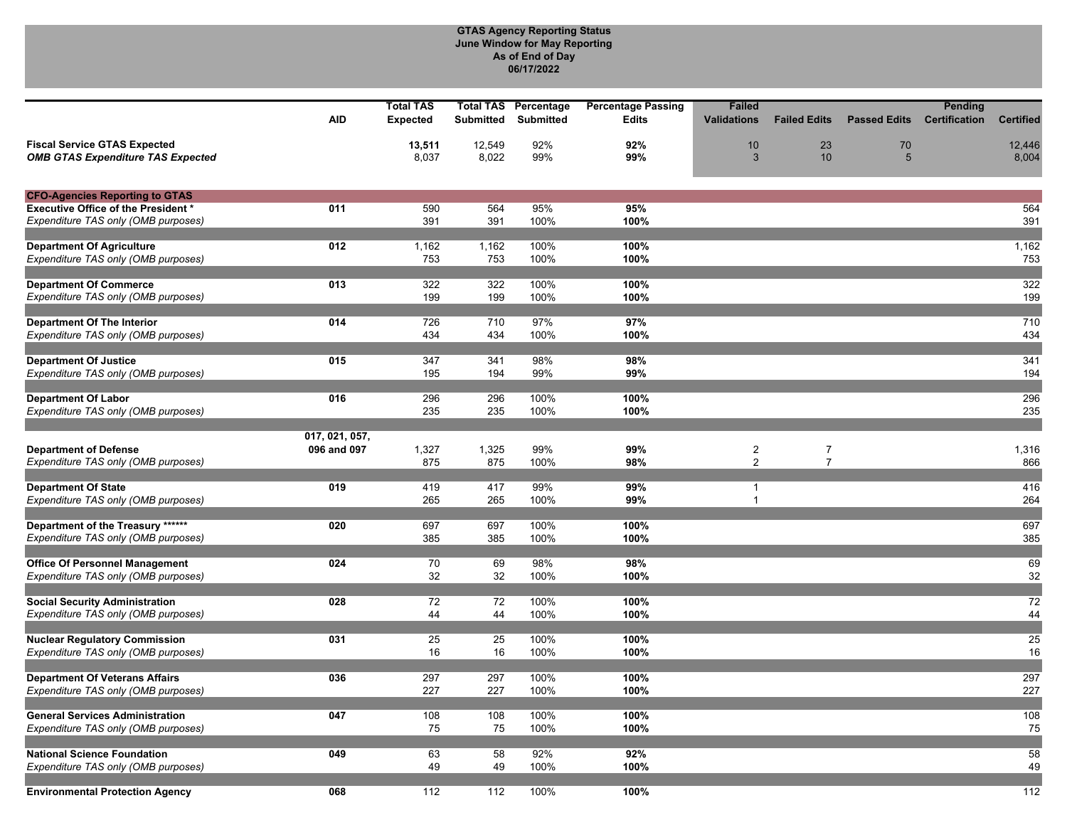**GTAS Agency Reporting Status**
**June Window for May Reporting**
**As of End of Day**
**06/17/2022**

| | AID | Total TAS Expected | Total TAS Submitted | Percentage Submitted | Percentage Passing Edits | Failed Validations | Failed Edits | Passed Edits | Pending Certification | Certified |
|---|---|---|---|---|---|---|---|---|---|---|
| **Fiscal Service GTAS Expected** | | **13,511** | 12,549 | 92% | **92%** | 10 | 23 | 70 | | 12,446 |
| ***OMB GTAS Expenditure TAS Expected*** | | 8,037 | 8,022 | 99% | **99%** | 3 | 10 | 5 | | 8,004 |
| **CFO-Agencies Reporting to GTAS** | | | | | | | | | | |
| **Executive Office of the President *** | **011** | 590 | 564 | 95% | **95%** | | | | | 564 |
| *Expenditure TAS only (OMB purposes)* | | 391 | 391 | 100% | **100%** | | | | | 391 |
| **Department Of Agriculture** | **012** | 1,162 | 1,162 | 100% | **100%** | | | | | 1,162 |
| *Expenditure TAS only (OMB purposes)* | | 753 | 753 | 100% | **100%** | | | | | 753 |
| **Department Of Commerce** | **013** | 322 | 322 | 100% | **100%** | | | | | 322 |
| *Expenditure TAS only (OMB purposes)* | | 199 | 199 | 100% | **100%** | | | | | 199 |
| **Department Of The Interior** | **014** | 726 | 710 | 97% | **97%** | | | | | 710 |
| *Expenditure TAS only (OMB purposes)* | | 434 | 434 | 100% | **100%** | | | | | 434 |
| **Department Of Justice** | **015** | 347 | 341 | 98% | **98%** | | | | | 341 |
| *Expenditure TAS only (OMB purposes)* | | 195 | 194 | 99% | **99%** | | | | | 194 |
| **Department Of Labor** | **016** | 296 | 296 | 100% | **100%** | | | | | 296 |
| *Expenditure TAS only (OMB purposes)* | | 235 | 235 | 100% | **100%** | | | | | 235 |
| **Department of Defense** | **017, 021, 057, 096 and 097** | 1,327 | 1,325 | 99% | **99%** | 2 | 7 | | | 1,316 |
| *Expenditure TAS only (OMB purposes)* | | 875 | 875 | 100% | **98%** | 2 | 7 | | | 866 |
| **Department Of State** | **019** | 419 | 417 | 99% | **99%** | 1 | | | | 416 |
| *Expenditure TAS only (OMB purposes)* | | 265 | 265 | 100% | **99%** | 1 | | | | 264 |
| **Department of the Treasury ****** | **020** | 697 | 697 | 100% | **100%** | | | | | 697 |
| *Expenditure TAS only (OMB purposes)* | | 385 | 385 | 100% | **100%** | | | | | 385 |
| **Office Of Personnel Management** | **024** | 70 | 69 | 98% | **98%** | | | | | 69 |
| *Expenditure TAS only (OMB purposes)* | | 32 | 32 | 100% | **100%** | | | | | 32 |
| **Social Security Administration** | **028** | 72 | 72 | 100% | **100%** | | | | | 72 |
| *Expenditure TAS only (OMB purposes)* | | 44 | 44 | 100% | **100%** | | | | | 44 |
| **Nuclear Regulatory Commission** | **031** | 25 | 25 | 100% | **100%** | | | | | 25 |
| *Expenditure TAS only (OMB purposes)* | | 16 | 16 | 100% | **100%** | | | | | 16 |
| **Department Of Veterans Affairs** | **036** | 297 | 297 | 100% | **100%** | | | | | 297 |
| *Expenditure TAS only (OMB purposes)* | | 227 | 227 | 100% | **100%** | | | | | 227 |
| **General Services Administration** | **047** | 108 | 108 | 100% | **100%** | | | | | 108 |
| *Expenditure TAS only (OMB purposes)* | | 75 | 75 | 100% | **100%** | | | | | 75 |
| **National Science Foundation** | **049** | 63 | 58 | 92% | **92%** | | | | | 58 |
| *Expenditure TAS only (OMB purposes)* | | 49 | 49 | 100% | **100%** | | | | | 49 |
| **Environmental Protection Agency** | **068** | 112 | 112 | 100% | **100%** | | | | | 112 |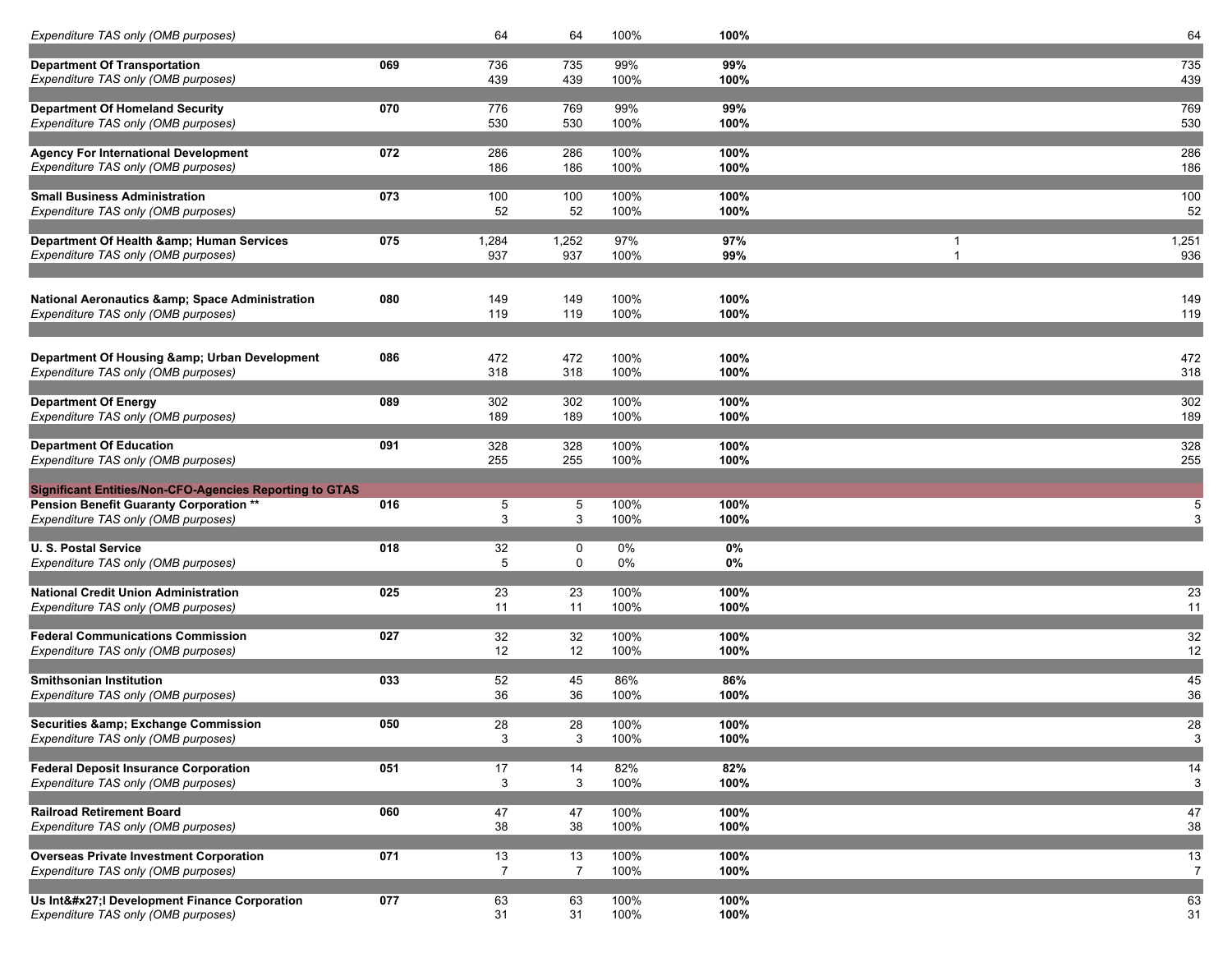| | | | | | | | |
|---|---|---|---|---|---|---|---|
| *Expenditure TAS only (OMB purposes)* | | 64 | 64 | 100% | **100%** | | 64 |
| **Department Of Transportation** | **069** | 736 | 735 | 99% | **99%** | | 735 |
| *Expenditure TAS only (OMB purposes)* | | 439 | 439 | 100% | **100%** | | 439 |
| **Department Of Homeland Security** | **070** | 776 | 769 | 99% | **99%** | | 769 |
| *Expenditure TAS only (OMB purposes)* | | 530 | 530 | 100% | **100%** | | 530 |
| **Agency For International Development** | **072** | 286 | 286 | 100% | **100%** | | 286 |
| *Expenditure TAS only (OMB purposes)* | | 186 | 186 | 100% | **100%** | | 186 |
| **Small Business Administration** | **073** | 100 | 100 | 100% | **100%** | | 100 |
| *Expenditure TAS only (OMB purposes)* | | 52 | 52 | 100% | **100%** | | 52 |
| **Department Of Health &amp; Human Services** | **075** | 1,284 | 1,252 | 97% | **97%** | 1 | 1,251 |
| *Expenditure TAS only (OMB purposes)* | | 937 | 937 | 100% | **99%** | 1 | 936 |
| **National Aeronautics &amp; Space Administration** | **080** | 149 | 149 | 100% | **100%** | | 149 |
| *Expenditure TAS only (OMB purposes)* | | 119 | 119 | 100% | **100%** | | 119 |
| **Department Of Housing &amp; Urban Development** | **086** | 472 | 472 | 100% | **100%** | | 472 |
| *Expenditure TAS only (OMB purposes)* | | 318 | 318 | 100% | **100%** | | 318 |
| **Department Of Energy** | **089** | 302 | 302 | 100% | **100%** | | 302 |
| *Expenditure TAS only (OMB purposes)* | | 189 | 189 | 100% | **100%** | | 189 |
| **Department Of Education** | **091** | 328 | 328 | 100% | **100%** | | 328 |
| *Expenditure TAS only (OMB purposes)* | | 255 | 255 | 100% | **100%** | | 255 |
| **Significant Entities/Non-CFO-Agencies Reporting to GTAS** | | | | | | | |
| **Pension Benefit Guaranty Corporation \*\*** | **016** | 5 | 5 | 100% | **100%** | | 5 |
| *Expenditure TAS only (OMB purposes)* | | 3 | 3 | 100% | **100%** | | 3 |
| **U. S. Postal Service** | **018** | 32 | 0 | 0% | **0%** | | |
| *Expenditure TAS only (OMB purposes)* | | 5 | 0 | 0% | **0%** | | |
| **National Credit Union Administration** | **025** | 23 | 23 | 100% | **100%** | | 23 |
| *Expenditure TAS only (OMB purposes)* | | 11 | 11 | 100% | **100%** | | 11 |
| **Federal Communications Commission** | **027** | 32 | 32 | 100% | **100%** | | 32 |
| *Expenditure TAS only (OMB purposes)* | | 12 | 12 | 100% | **100%** | | 12 |
| **Smithsonian Institution** | **033** | 52 | 45 | 86% | **86%** | | 45 |
| *Expenditure TAS only (OMB purposes)* | | 36 | 36 | 100% | **100%** | | 36 |
| **Securities &amp; Exchange Commission** | **050** | 28 | 28 | 100% | **100%** | | 28 |
| *Expenditure TAS only (OMB purposes)* | | 3 | 3 | 100% | **100%** | | 3 |
| **Federal Deposit Insurance Corporation** | **051** | 17 | 14 | 82% | **82%** | | 14 |
| *Expenditure TAS only (OMB purposes)* | | 3 | 3 | 100% | **100%** | | 3 |
| **Railroad Retirement Board** | **060** | 47 | 47 | 100% | **100%** | | 47 |
| *Expenditure TAS only (OMB purposes)* | | 38 | 38 | 100% | **100%** | | 38 |
| **Overseas Private Investment Corporation** | **071** | 13 | 13 | 100% | **100%** | | 13 |
| *Expenditure TAS only (OMB purposes)* | | 7 | 7 | 100% | **100%** | | 7 |
| **Us Int&#x27;l Development Finance Corporation** | **077** | 63 | 63 | 100% | **100%** | | 63 |
| *Expenditure TAS only (OMB purposes)* | | 31 | 31 | 100% | **100%** | | 31 |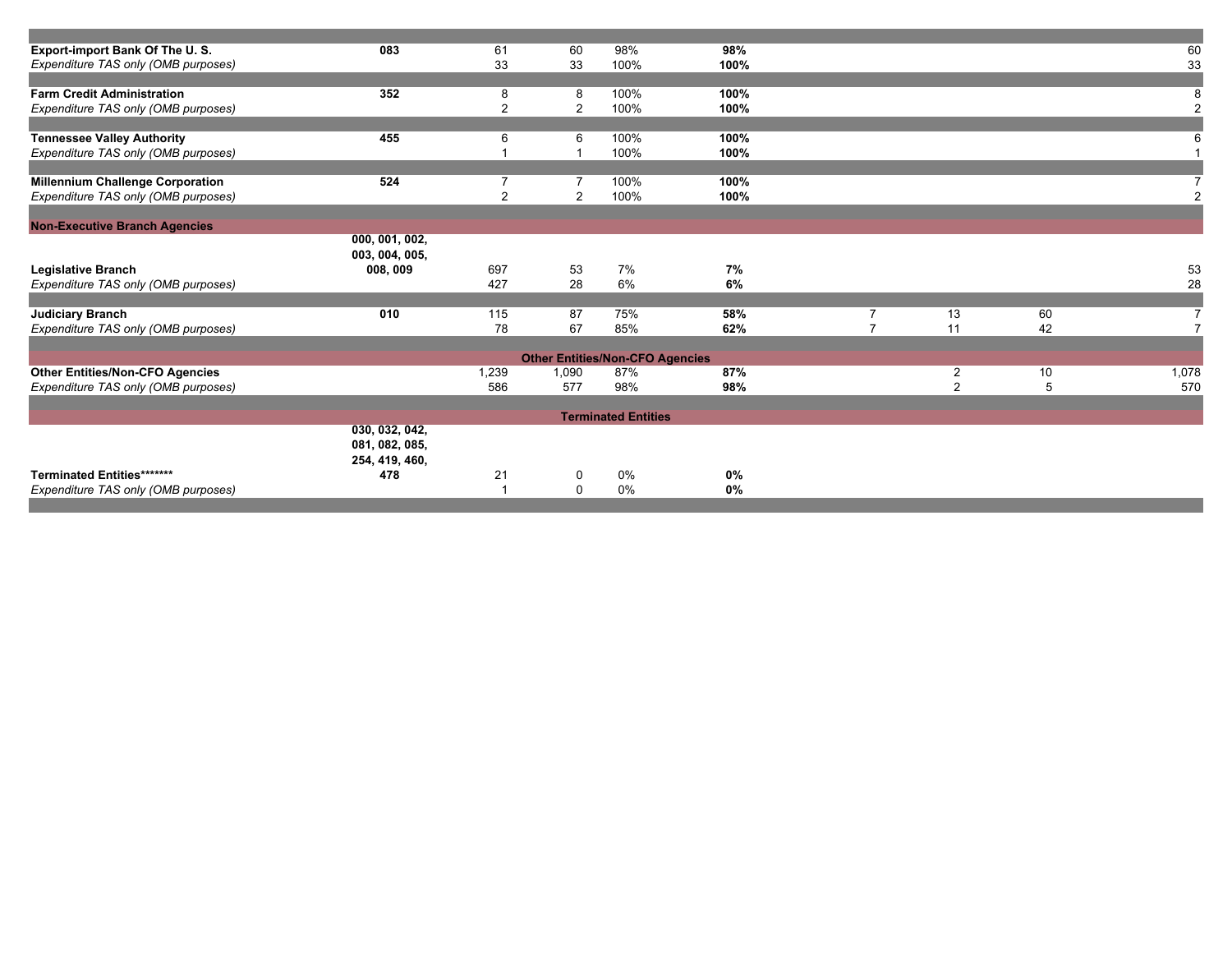| | | | | | | | | | |
|---|---|---|---|---|---|---|---|---|---|
| **Export-import Bank Of The U. S.** | **083** | 61 | 60 | 98% | **98%** | | | | 60 |
| *Expenditure TAS only (OMB purposes)* | | 33 | 33 | 100% | **100%** | | | | 33 |
| **Farm Credit Administration** | **352** | 8 | 8 | 100% | **100%** | | | | 8 |
| *Expenditure TAS only (OMB purposes)* | | 2 | 2 | 100% | **100%** | | | | 2 |
| **Tennessee Valley Authority** | **455** | 6 | 6 | 100% | **100%** | | | | 6 |
| *Expenditure TAS only (OMB purposes)* | | 1 | 1 | 100% | **100%** | | | | 1 |
| **Millennium Challenge Corporation** | **524** | 7 | 7 | 100% | **100%** | | | | 7 |
| *Expenditure TAS only (OMB purposes)* | | 2 | 2 | 100% | **100%** | | | | 2 |
| **Non-Executive Branch Agencies** | | | | | | | | | |
| **Legislative Branch** | **000, 001, 002, 003, 004, 005, 008, 009** | 697 | 53 | 7% | **7%** | | | | 53 |
| *Expenditure TAS only (OMB purposes)* | | 427 | 28 | 6% | **6%** | | | | 28 |
| **Judiciary Branch** | **010** | 115 | 87 | 75% | **58%** | 7 | 13 | 60 | 7 |
| *Expenditure TAS only (OMB purposes)* | | 78 | 67 | 85% | **62%** | 7 | 11 | 42 | 7 |
| | | | **Other Entities/Non-CFO Agencies** | | | | | | |
| **Other Entities/Non-CFO Agencies** | | 1,239 | 1,090 | 87% | **87%** | | 2 | 10 | 1,078 |
| *Expenditure TAS only (OMB purposes)* | | 586 | 577 | 98% | **98%** | | 2 | 5 | 570 |
| | | | | **Terminated Entities** | | | | | |
| **Terminated Entities********* | **030, 032, 042, 081, 082, 085, 254, 419, 460, 478** | 21 | 0 | 0% | **0%** | | | | |
| *Expenditure TAS only (OMB purposes)* | | 1 | 0 | 0% | **0%** | | | | |